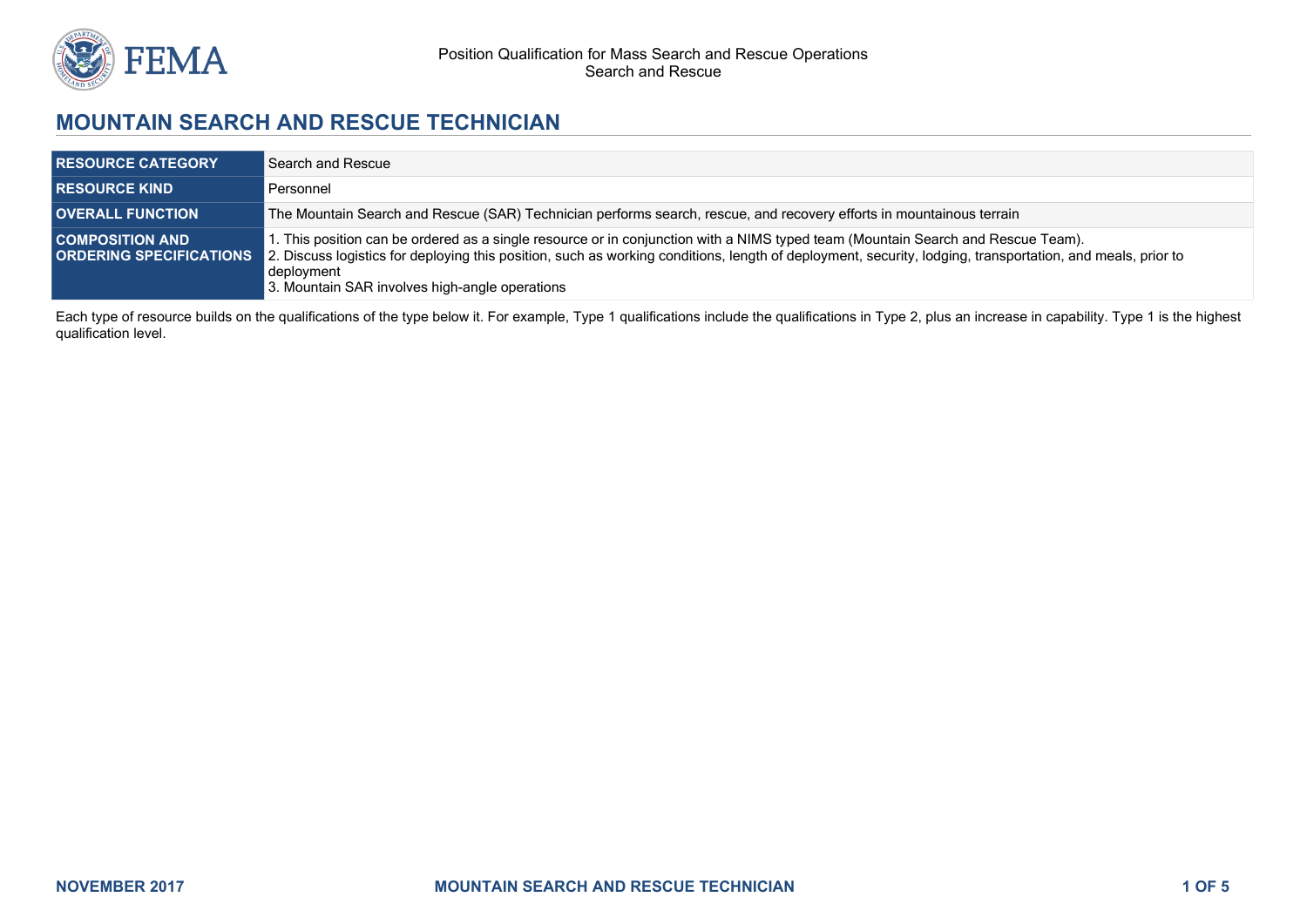Position Qualification for Mass Search and Rescue Operations
Search and Rescue

# MOUNTAIN SEARCH AND RESCUE TECHNICIAN

| RESOURCE CATEGORY | Search and Rescue |
|---|---|
| RESOURCE KIND | Personnel |
| OVERALL FUNCTION | The Mountain Search and Rescue (SAR) Technician performs search, rescue, and recovery efforts in mountainous terrain |
| COMPOSITION AND ORDERING SPECIFICATIONS | 1. This position can be ordered as a single resource or in conjunction with a NIMS typed team (Mountain Search and Rescue Team).<br>2. Discuss logistics for deploying this position, such as working conditions, length of deployment, security, lodging, transportation, and meals, prior to deployment<br>3. Mountain SAR involves high-angle operations |

Each type of resource builds on the qualifications of the type below it. For example, Type 1 qualifications include the qualifications in Type 2, plus an increase in capability. Type 1 is the highest qualification level.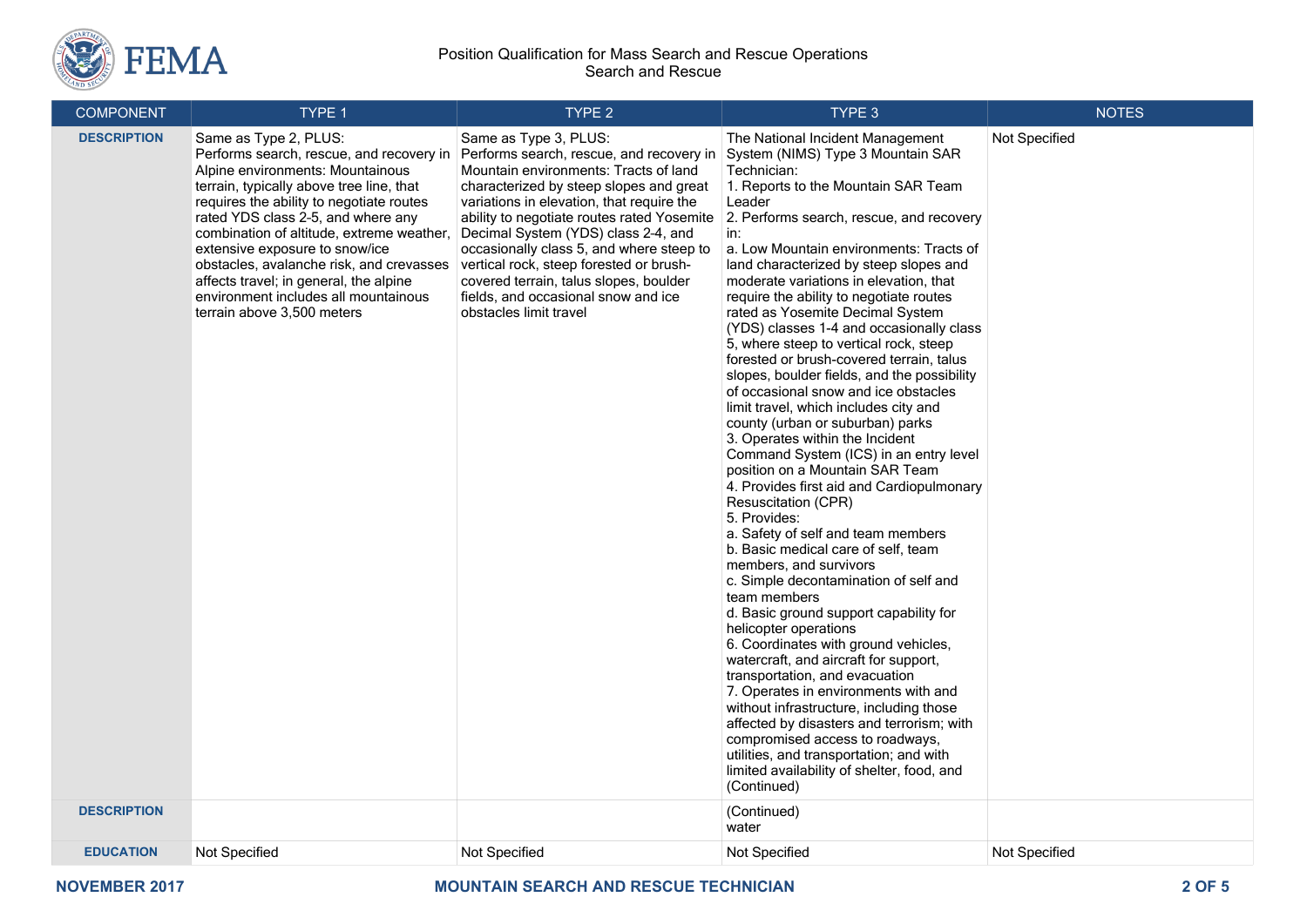| COMPONENT | TYPE 1 | TYPE 2 | TYPE 3 | NOTES |
|---|---|---|---|---|
| **DESCRIPTION** | Same as Type 2, PLUS:<br>Performs search, rescue, and recovery in Alpine environments: Mountainous terrain, typically above tree line, that requires the ability to negotiate routes rated YDS class 2-5, and where any combination of altitude, extreme weather, extensive exposure to snow/ice obstacles, avalanche risk, and crevasses affects travel; in general, the alpine environment includes all mountainous terrain above 3,500 meters | Same as Type 3, PLUS:<br>Performs search, rescue, and recovery in Mountain environments: Tracts of land characterized by steep slopes and great variations in elevation, that require the ability to negotiate routes rated Yosemite Decimal System (YDS) class 2-4, and occasionally class 5, and where steep to vertical rock, steep forested or brush-covered terrain, talus slopes, boulder fields, and occasional snow and ice obstacles limit travel | The National Incident Management System (NIMS) Type 3 Mountain SAR Technician:<br>1. Reports to the Mountain SAR Team Leader<br>2. Performs search, rescue, and recovery in:<br>a. Low Mountain environments: Tracts of land characterized by steep slopes and moderate variations in elevation, that require the ability to negotiate routes rated as Yosemite Decimal System (YDS) classes 1-4 and occasionally class 5, where steep to vertical rock, steep forested or brush-covered terrain, talus slopes, boulder fields, and the possibility of occasional snow and ice obstacles limit travel, which includes city and county (urban or suburban) parks<br>3. Operates within the Incident Command System (ICS) in an entry level position on a Mountain SAR Team<br>4. Provides first aid and Cardiopulmonary Resuscitation (CPR)<br>5. Provides:<br>a. Safety of self and team members<br>b. Basic medical care of self, team members, and survivors<br>c. Simple decontamination of self and team members<br>d. Basic ground support capability for helicopter operations<br>6. Coordinates with ground vehicles, watercraft, and aircraft for support, transportation, and evacuation<br>7. Operates in environments with and without infrastructure, including those affected by disasters and terrorism; with compromised access to roadways, utilities, and transportation; and with limited availability of shelter, food, and (Continued) | Not Specified |
| **DESCRIPTION** | | | (Continued)<br>water | |
| **EDUCATION** | Not Specified | Not Specified | Not Specified | Not Specified |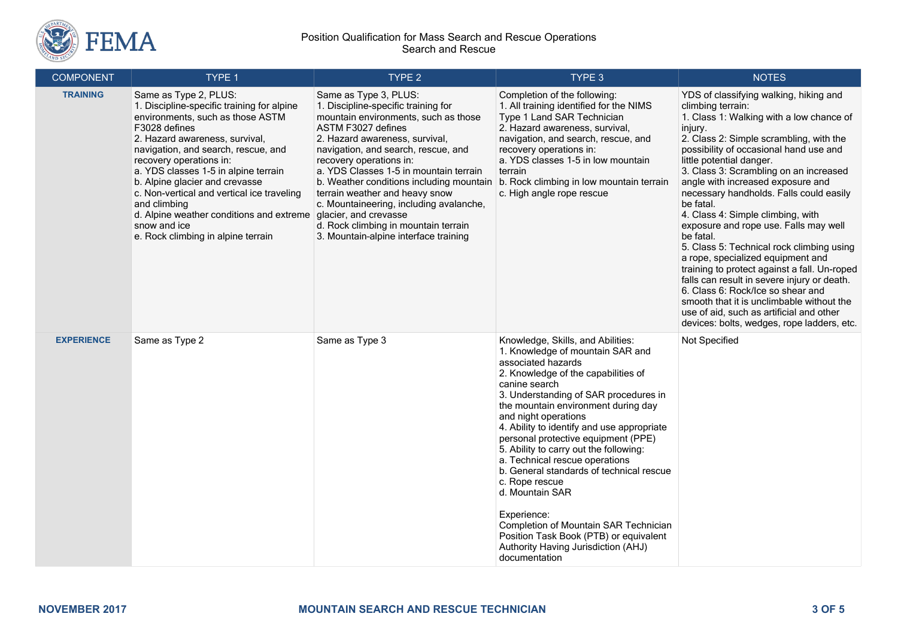| COMPONENT | TYPE 1 | TYPE 2 | TYPE 3 | NOTES |
|---|---|---|---|---|
| **TRAINING** | Same as Type 2, PLUS:<br>1. Discipline-specific training for alpine environments, such as those ASTM F3028 defines<br>2. Hazard awareness, survival, navigation, and search, rescue, and recovery operations in:<br>a. YDS classes 1-5 in alpine terrain<br>b. Alpine glacier and crevasse<br>c. Non-vertical and vertical ice traveling and climbing<br>d. Alpine weather conditions and extreme snow and ice<br>e. Rock climbing in alpine terrain | Same as Type 3, PLUS:<br>1. Discipline-specific training for mountain environments, such as those ASTM F3027 defines<br>2. Hazard awareness, survival, navigation, and search, rescue, and recovery operations in:<br>a. YDS Classes 1-5 in mountain terrain<br>b. Weather conditions including mountain terrain weather and heavy snow<br>c. Mountaineering, including avalanche, glacier, and crevasse<br>d. Rock climbing in mountain terrain<br>3. Mountain-alpine interface training | Completion of the following:<br>1. All training identified for the NIMS Type 1 Land SAR Technician<br>2. Hazard awareness, survival, navigation, and search, rescue, and recovery operations in:<br>a. YDS classes 1-5 in low mountain terrain<br>b. Rock climbing in low mountain terrain<br>c. High angle rope rescue | YDS of classifying walking, hiking and climbing terrain:<br>1. Class 1: Walking with a low chance of injury.<br>2. Class 2: Simple scrambling, with the possibility of occasional hand use and little potential danger.<br>3. Class 3: Scrambling on an increased angle with increased exposure and necessary handholds. Falls could easily be fatal.<br>4. Class 4: Simple climbing, with exposure and rope use. Falls may well be fatal.<br>5. Class 5: Technical rock climbing using a rope, specialized equipment and training to protect against a fall. Un-roped falls can result in severe injury or death.<br>6. Class 6: Rock/Ice so shear and smooth that it is unclimbable without the use of aid, such as artificial and other devices: bolts, wedges, rope ladders, etc. |
| **EXPERIENCE** | Same as Type 2 | Same as Type 3 | Knowledge, Skills, and Abilities:<br>1. Knowledge of mountain SAR and associated hazards<br>2. Knowledge of the capabilities of canine search<br>3. Understanding of SAR procedures in the mountain environment during day and night operations<br>4. Ability to identify and use appropriate personal protective equipment (PPE)<br>5. Ability to carry out the following:<br>a. Technical rescue operations<br>b. General standards of technical rescue<br>c. Rope rescue<br>d. Mountain SAR<br><br>Experience:<br>Completion of Mountain SAR Technician Position Task Book (PTB) or equivalent Authority Having Jurisdiction (AHJ) documentation | Not Specified |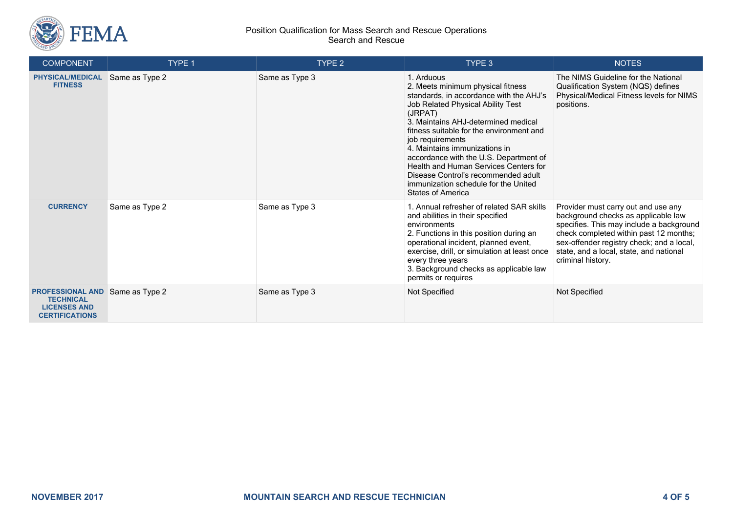| COMPONENT | TYPE 1 | TYPE 2 | TYPE 3 | NOTES |
|---|---|---|---|---|
| **PHYSICAL/MEDICAL FITNESS** | Same as Type 2 | Same as Type 3 | 1. Arduous<br>2. Meets minimum physical fitness standards, in accordance with the AHJ's Job Related Physical Ability Test (JRPAT)<br>3. Maintains AHJ-determined medical fitness suitable for the environment and job requirements<br>4. Maintains immunizations in accordance with the U.S. Department of Health and Human Services Centers for Disease Control's recommended adult immunization schedule for the United States of America | The NIMS Guideline for the National Qualification System (NQS) defines Physical/Medical Fitness levels for NIMS positions. |
| **CURRENCY** | Same as Type 2 | Same as Type 3 | 1. Annual refresher of related SAR skills and abilities in their specified environments<br>2. Functions in this position during an operational incident, planned event, exercise, drill, or simulation at least once every three years<br>3. Background checks as applicable law permits or requires | Provider must carry out and use any background checks as applicable law specifies. This may include a background check completed within past 12 months; sex-offender registry check; and a local, state, and a local, state, and national criminal history. |
| **PROFESSIONAL AND TECHNICAL LICENSES AND CERTIFICATIONS** | Same as Type 2 | Same as Type 3 | Not Specified | Not Specified |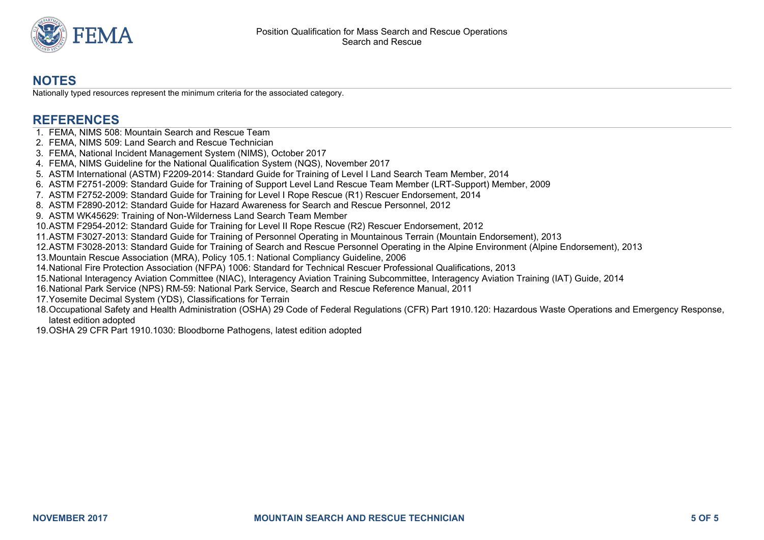## NOTES

Nationally typed resources represent the minimum criteria for the associated category.

## REFERENCES

1. FEMA, NIMS 508: Mountain Search and Rescue Team
2. FEMA, NIMS 509: Land Search and Rescue Technician
3. FEMA, National Incident Management System (NIMS), October 2017
4. FEMA, NIMS Guideline for the National Qualification System (NQS), November 2017
5. ASTM International (ASTM) F2209-2014: Standard Guide for Training of Level I Land Search Team Member, 2014
6. ASTM F2751-2009: Standard Guide for Training of Support Level Land Rescue Team Member (LRT-Support) Member, 2009
7. ASTM F2752-2009: Standard Guide for Training for Level I Rope Rescue (R1) Rescuer Endorsement, 2014
8. ASTM F2890-2012: Standard Guide for Hazard Awareness for Search and Rescue Personnel, 2012
9. ASTM WK45629: Training of Non-Wilderness Land Search Team Member
10. ASTM F2954-2012: Standard Guide for Training for Level II Rope Rescue (R2) Rescuer Endorsement, 2012
11. ASTM F3027-2013: Standard Guide for Training of Personnel Operating in Mountainous Terrain (Mountain Endorsement), 2013
12. ASTM F3028-2013: Standard Guide for Training of Search and Rescue Personnel Operating in the Alpine Environment (Alpine Endorsement), 2013
13. Mountain Rescue Association (MRA), Policy 105.1: National Compliancy Guideline, 2006
14. National Fire Protection Association (NFPA) 1006: Standard for Technical Rescuer Professional Qualifications, 2013
15. National Interagency Aviation Committee (NIAC), Interagency Aviation Training Subcommittee, Interagency Aviation Training (IAT) Guide, 2014
16. National Park Service (NPS) RM-59: National Park Service, Search and Rescue Reference Manual, 2011
17. Yosemite Decimal System (YDS), Classifications for Terrain
18. Occupational Safety and Health Administration (OSHA) 29 Code of Federal Regulations (CFR) Part 1910.120: Hazardous Waste Operations and Emergency Response, latest edition adopted
19. OSHA 29 CFR Part 1910.1030: Bloodborne Pathogens, latest edition adopted